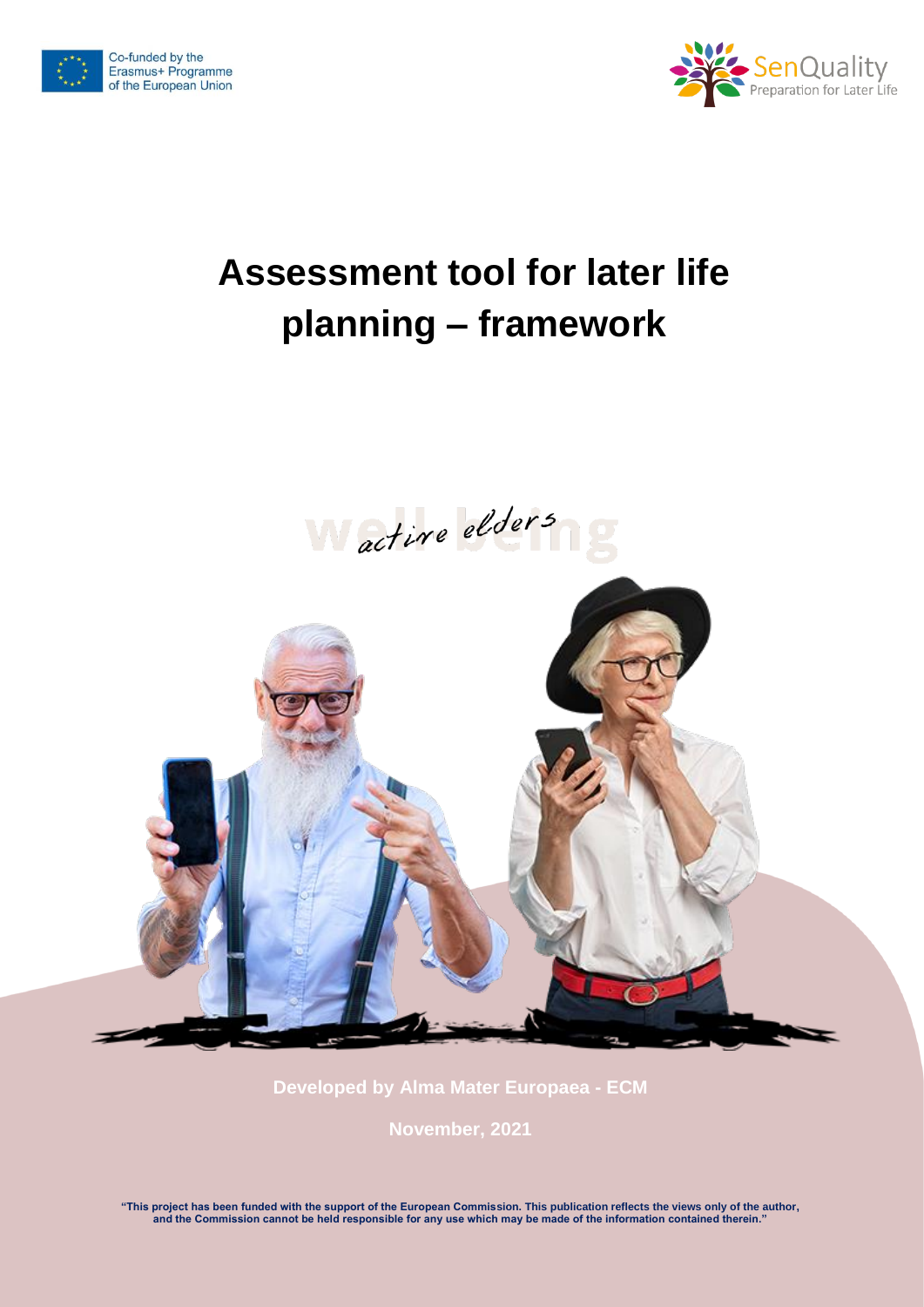Co-funded by the Erasmus+ Programme of the European Union

SenQuality Preparation for Later Life

# Assessment tool for later life planning – framework

active elders

Developed by Alma Mater Europaea - ECM

November, 2021

**"This project has been funded with the support of the European Commission. This publication reflects the views only of the author, and the Commission cannot be held responsible for any use which may be made of the information contained therein."**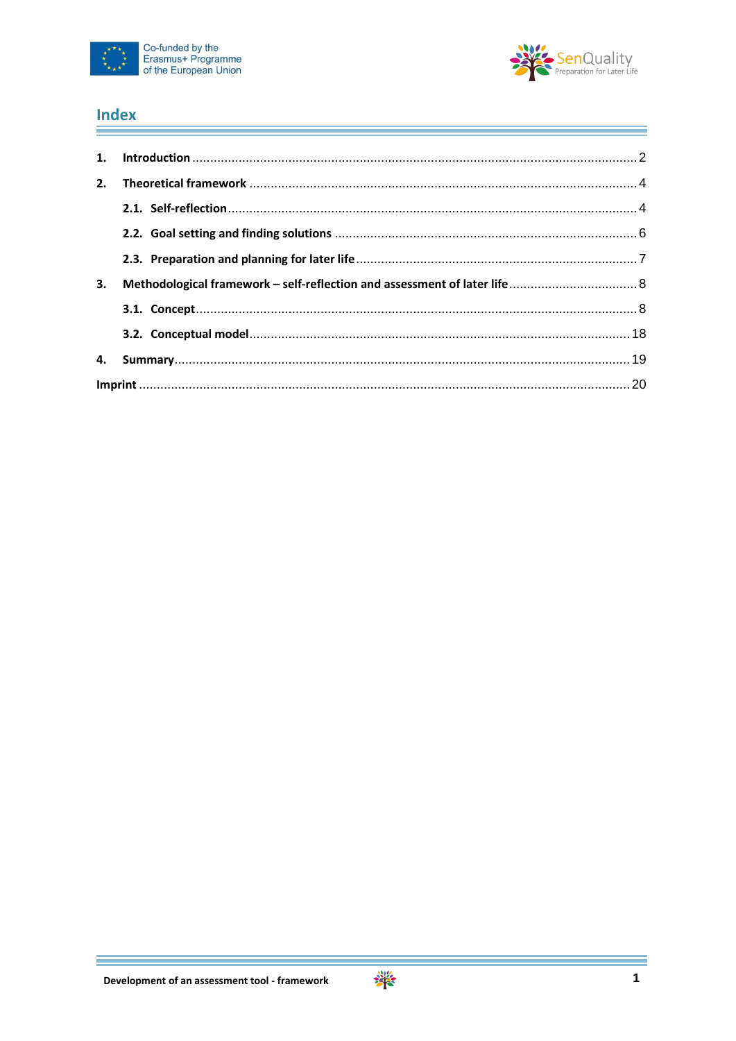## Index

1. **Introduction** ..... 2
2. **Theoretical framework** ..... 4
   - 2.1. **Self-reflection** ..... 4
   - 2.2. **Goal setting and finding solutions** ..... 6
   - 2.3. **Preparation and planning for later life** ..... 7
3. **Methodological framework – self-reflection and assessment of later life** ..... 8
   - 3.1. **Concept** ..... 8
   - 3.2. **Conceptual model** ..... 18
4. **Summary** ..... 19

**Imprint** ..... 20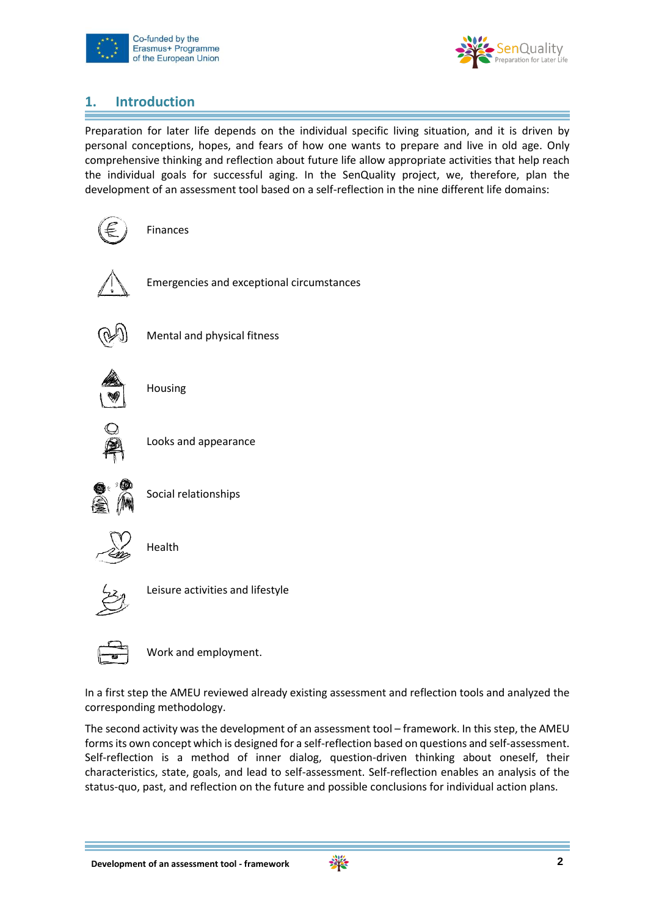## 1. Introduction

Preparation for later life depends on the individual specific living situation, and it is driven by personal conceptions, hopes, and fears of how one wants to prepare and live in old age. Only comprehensive thinking and reflection about future life allow appropriate activities that help reach the individual goals for successful aging. In the SenQuality project, we, therefore, plan the development of an assessment tool based on a self-reflection in the nine different life domains:

- Finances
- Emergencies and exceptional circumstances
- Mental and physical fitness
- Housing
- Looks and appearance
- Social relationships
- Health
- Leisure activities and lifestyle
- Work and employment.

In a first step the AMEU reviewed already existing assessment and reflection tools and analyzed the corresponding methodology.

The second activity was the development of an assessment tool – framework. In this step, the AMEU forms its own concept which is designed for a self-reflection based on questions and self-assessment. Self-reflection is a method of inner dialog, question-driven thinking about oneself, their characteristics, state, goals, and lead to self-assessment. Self-reflection enables an analysis of the status-quo, past, and reflection on the future and possible conclusions for individual action plans.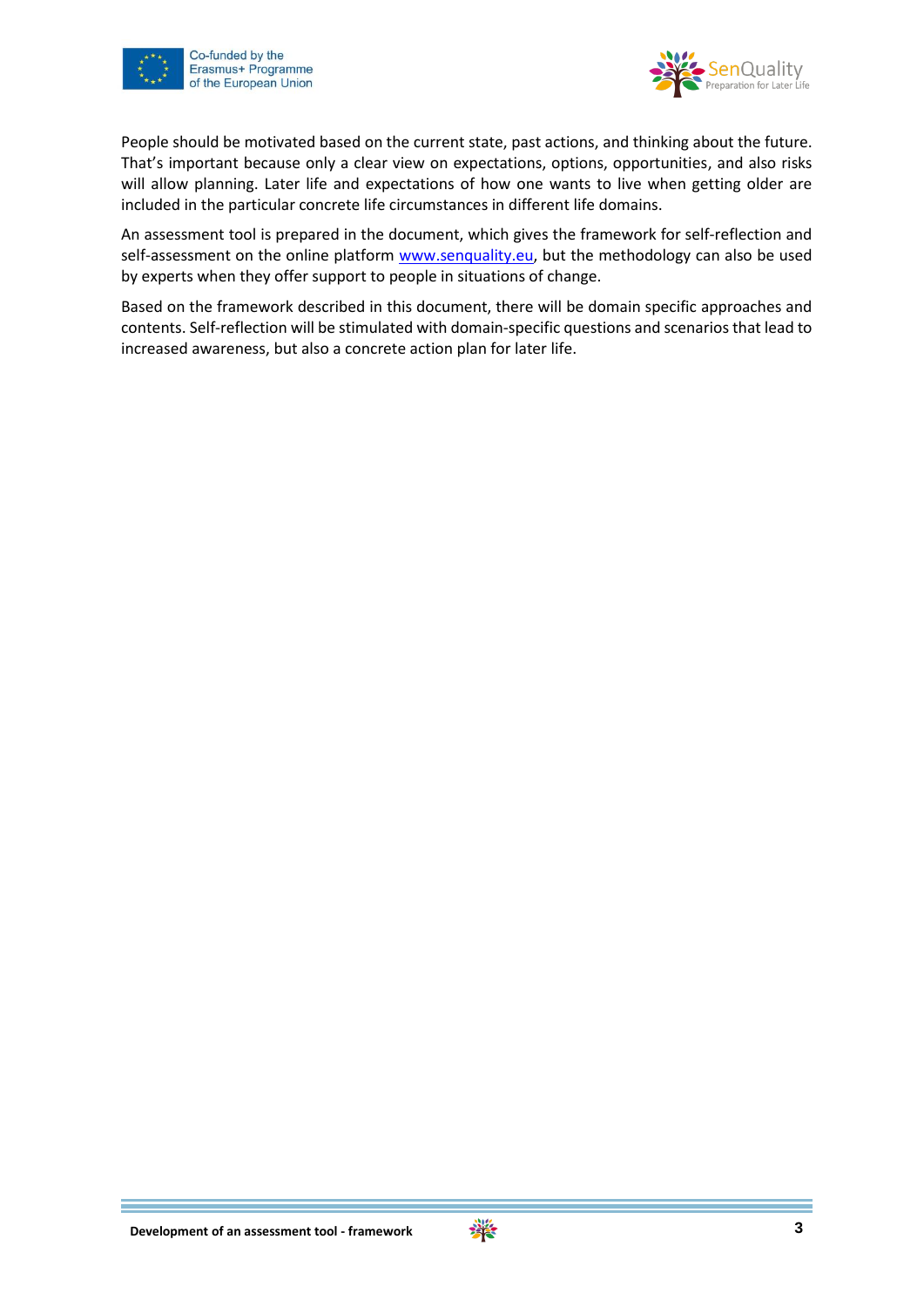People should be motivated based on the current state, past actions, and thinking about the future. That's important because only a clear view on expectations, options, opportunities, and also risks will allow planning. Later life and expectations of how one wants to live when getting older are included in the particular concrete life circumstances in different life domains.

An assessment tool is prepared in the document, which gives the framework for self-reflection and self-assessment on the online platform www.senquality.eu, but the methodology can also be used by experts when they offer support to people in situations of change.

Based on the framework described in this document, there will be domain specific approaches and contents. Self-reflection will be stimulated with domain-specific questions and scenarios that lead to increased awareness, but also a concrete action plan for later life.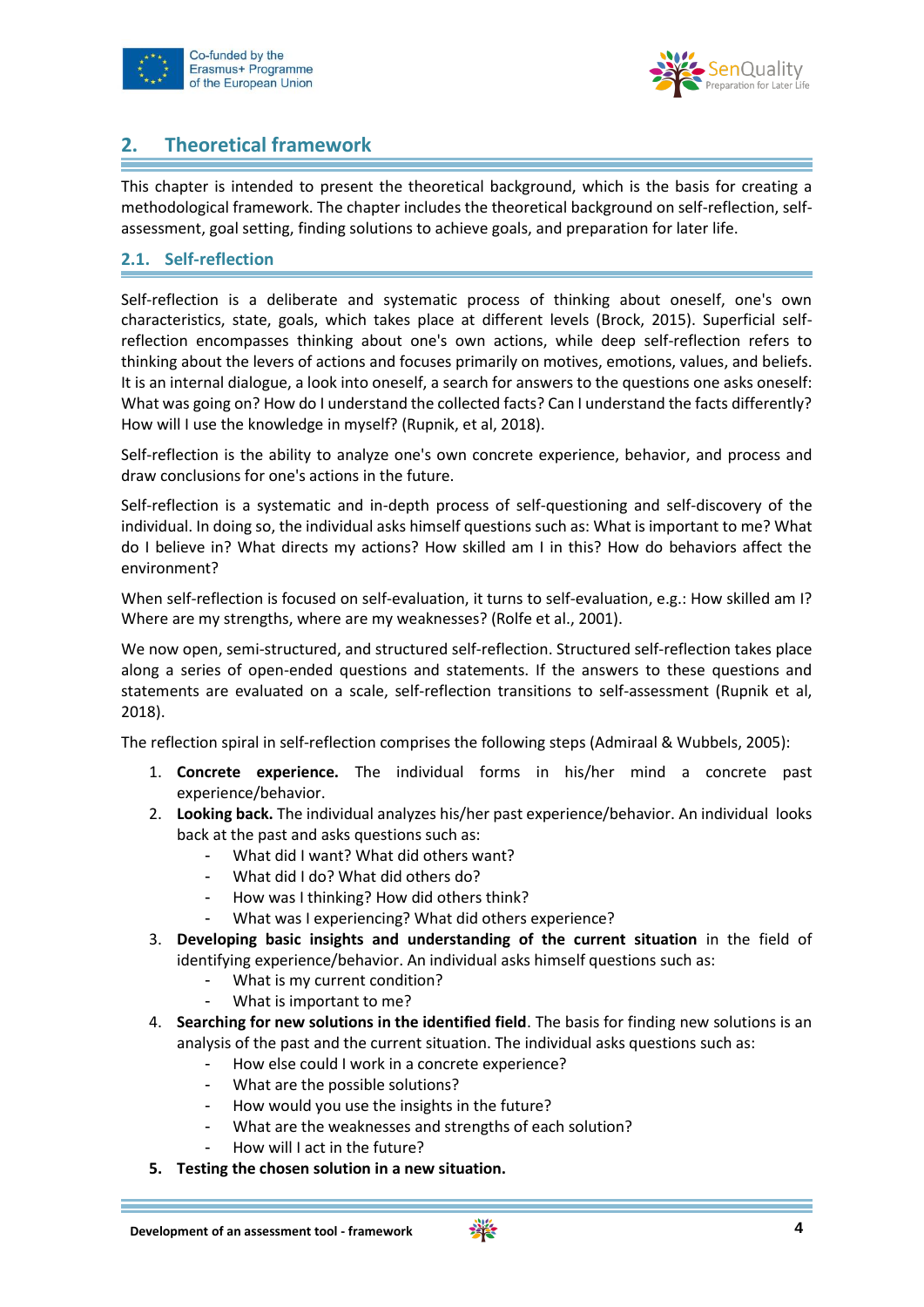## 2. Theoretical framework

This chapter is intended to present the theoretical background, which is the basis for creating a methodological framework. The chapter includes the theoretical background on self-reflection, self-assessment, goal setting, finding solutions to achieve goals, and preparation for later life.

### 2.1. Self-reflection

Self-reflection is a deliberate and systematic process of thinking about oneself, one's own characteristics, state, goals, which takes place at different levels (Brock, 2015). Superficial self-reflection encompasses thinking about one's own actions, while deep self-reflection refers to thinking about the levers of actions and focuses primarily on motives, emotions, values, and beliefs. It is an internal dialogue, a look into oneself, a search for answers to the questions one asks oneself: What was going on? How do I understand the collected facts? Can I understand the facts differently? How will I use the knowledge in myself? (Rupnik, et al, 2018).

Self-reflection is the ability to analyze one's own concrete experience, behavior, and process and draw conclusions for one's actions in the future.

Self-reflection is a systematic and in-depth process of self-questioning and self-discovery of the individual. In doing so, the individual asks himself questions such as: What is important to me? What do I believe in? What directs my actions? How skilled am I in this? How do behaviors affect the environment?

When self-reflection is focused on self-evaluation, it turns to self-evaluation, e.g.: How skilled am I? Where are my strengths, where are my weaknesses? (Rolfe et al., 2001).

We now open, semi-structured, and structured self-reflection. Structured self-reflection takes place along a series of open-ended questions and statements. If the answers to these questions and statements are evaluated on a scale, self-reflection transitions to self-assessment (Rupnik et al, 2018).

The reflection spiral in self-reflection comprises the following steps (Admiraal & Wubbels, 2005):

1. **Concrete experience.** The individual forms in his/her mind a concrete past experience/behavior.
2. **Looking back.** The individual analyzes his/her past experience/behavior. An individual looks back at the past and asks questions such as:
   - What did I want? What did others want?
   - What did I do? What did others do?
   - How was I thinking? How did others think?
   - What was I experiencing? What did others experience?
3. **Developing basic insights and understanding of the current situation** in the field of identifying experience/behavior. An individual asks himself questions such as:
   - What is my current condition?
   - What is important to me?
4. **Searching for new solutions in the identified field**. The basis for finding new solutions is an analysis of the past and the current situation. The individual asks questions such as:
   - How else could I work in a concrete experience?
   - What are the possible solutions?
   - How would you use the insights in the future?
   - What are the weaknesses and strengths of each solution?
   - How will I act in the future?
5. **Testing the chosen solution in a new situation.**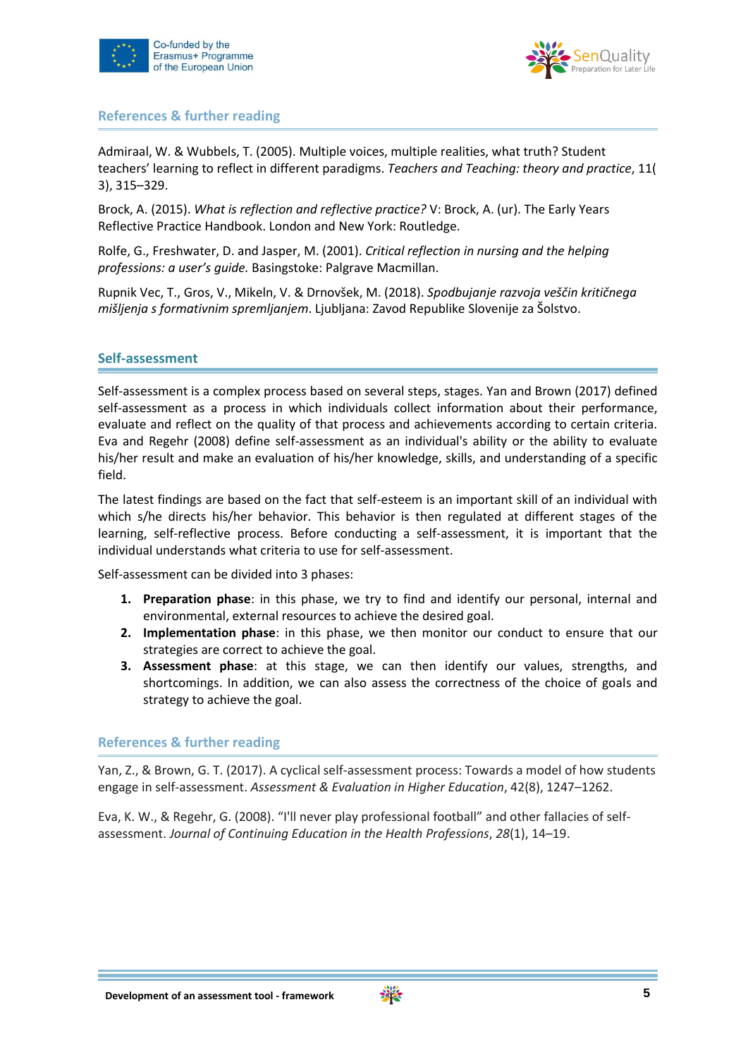### References & further reading

Admiraal, W. & Wubbels, T. (2005). Multiple voices, multiple realities, what truth? Student teachers' learning to reflect in different paradigms. *Teachers and Teaching: theory and practice*, 11( 3), 315–329.

Brock, A. (2015). *What is reflection and reflective practice?* V: Brock, A. (ur). The Early Years Reflective Practice Handbook. London and New York: Routledge.

Rolfe, G., Freshwater, D. and Jasper, M. (2001). *Critical reflection in nursing and the helping professions: a user's guide.* Basingstoke: Palgrave Macmillan.

Rupnik Vec, T., Gros, V., Mikeln, V. & Drnovšek, M. (2018). *Spodbujanje razvoja veščin kritičnega mišljenja s formativnim spremljanjem*. Ljubljana: Zavod Republike Slovenije za Šolstvo.

## Self-assessment

Self-assessment is a complex process based on several steps, stages. Yan and Brown (2017) defined self-assessment as a process in which individuals collect information about their performance, evaluate and reflect on the quality of that process and achievements according to certain criteria. Eva and Regehr (2008) define self-assessment as an individual's ability or the ability to evaluate his/her result and make an evaluation of his/her knowledge, skills, and understanding of a specific field.

The latest findings are based on the fact that self-esteem is an important skill of an individual with which s/he directs his/her behavior. This behavior is then regulated at different stages of the learning, self-reflective process. Before conducting a self-assessment, it is important that the individual understands what criteria to use for self-assessment.

Self-assessment can be divided into 3 phases:

1. **Preparation phase**: in this phase, we try to find and identify our personal, internal and environmental, external resources to achieve the desired goal.
2. **Implementation phase**: in this phase, we then monitor our conduct to ensure that our strategies are correct to achieve the goal.
3. **Assessment phase**: at this stage, we can then identify our values, strengths, and shortcomings. In addition, we can also assess the correctness of the choice of goals and strategy to achieve the goal.

### References & further reading

Yan, Z., & Brown, G. T. (2017). A cyclical self-assessment process: Towards a model of how students engage in self-assessment. *Assessment & Evaluation in Higher Education*, 42(8), 1247–1262.

Eva, K. W., & Regehr, G. (2008). "I'll never play professional football" and other fallacies of self-assessment. *Journal of Continuing Education in the Health Professions*, *28*(1), 14–19.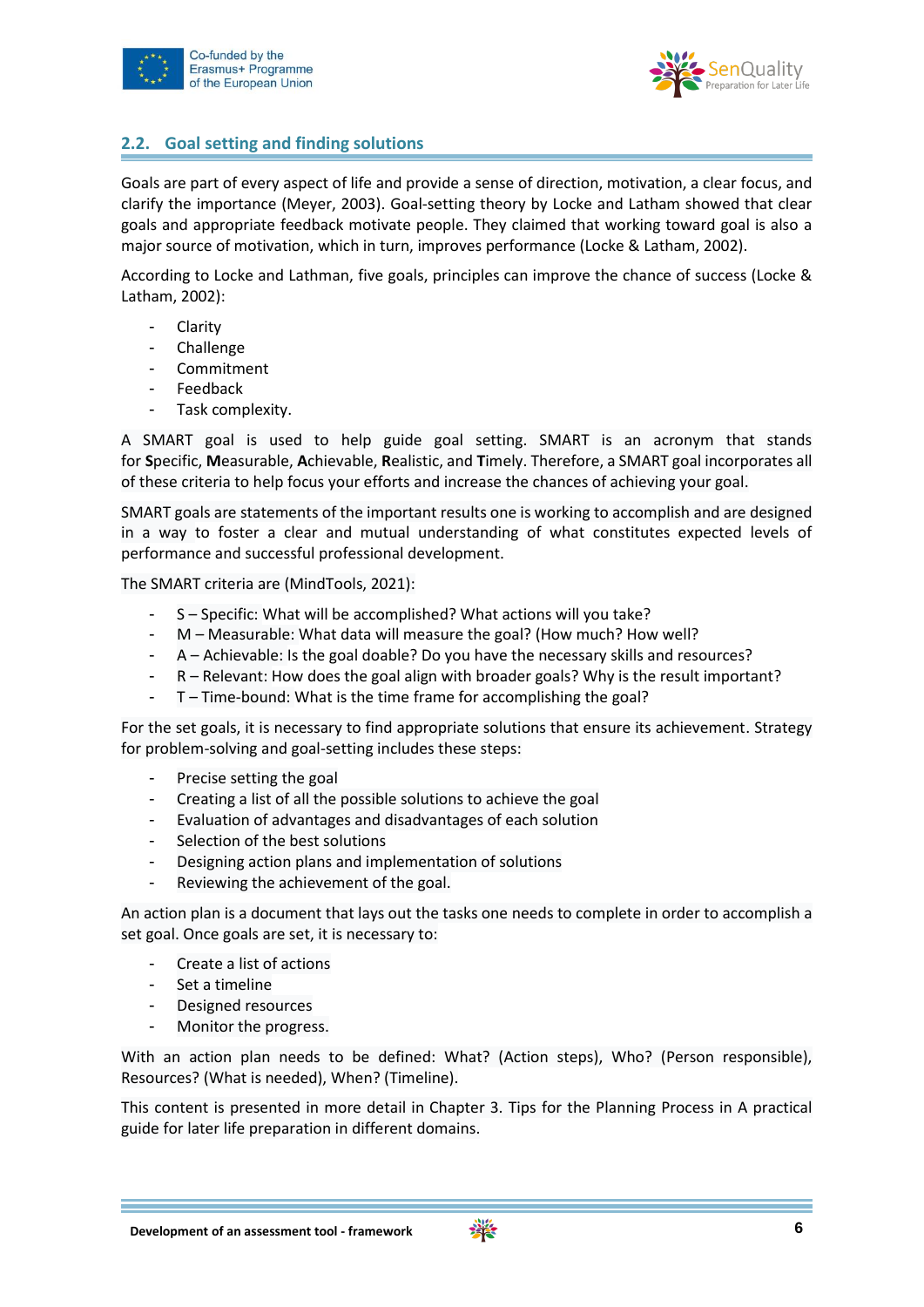## 2.2. Goal setting and finding solutions

Goals are part of every aspect of life and provide a sense of direction, motivation, a clear focus, and clarify the importance (Meyer, 2003). Goal-setting theory by Locke and Latham showed that clear goals and appropriate feedback motivate people. They claimed that working toward goal is also a major source of motivation, which in turn, improves performance (Locke & Latham, 2002).

According to Locke and Lathman, five goals, principles can improve the chance of success (Locke & Latham, 2002):

- Clarity
- Challenge
- Commitment
- Feedback
- Task complexity.

A SMART goal is used to help guide goal setting. SMART is an acronym that stands for **S**pecific, **M**easurable, **A**chievable, **R**ealistic, and **T**imely. Therefore, a SMART goal incorporates all of these criteria to help focus your efforts and increase the chances of achieving your goal.

SMART goals are statements of the important results one is working to accomplish and are designed in a way to foster a clear and mutual understanding of what constitutes expected levels of performance and successful professional development.

The SMART criteria are (MindTools, 2021):

- S – Specific: What will be accomplished? What actions will you take?
- M – Measurable: What data will measure the goal? (How much? How well?
- A – Achievable: Is the goal doable? Do you have the necessary skills and resources?
- R – Relevant: How does the goal align with broader goals? Why is the result important?
- T – Time-bound: What is the time frame for accomplishing the goal?

For the set goals, it is necessary to find appropriate solutions that ensure its achievement. Strategy for problem-solving and goal-setting includes these steps:

- Precise setting the goal
- Creating a list of all the possible solutions to achieve the goal
- Evaluation of advantages and disadvantages of each solution
- Selection of the best solutions
- Designing action plans and implementation of solutions
- Reviewing the achievement of the goal.

An action plan is a document that lays out the tasks one needs to complete in order to accomplish a set goal. Once goals are set, it is necessary to:

- Create a list of actions
- Set a timeline
- Designed resources
- Monitor the progress.

With an action plan needs to be defined: What? (Action steps), Who? (Person responsible), Resources? (What is needed), When? (Timeline).

This content is presented in more detail in Chapter 3. Tips for the Planning Process in A practical guide for later life preparation in different domains.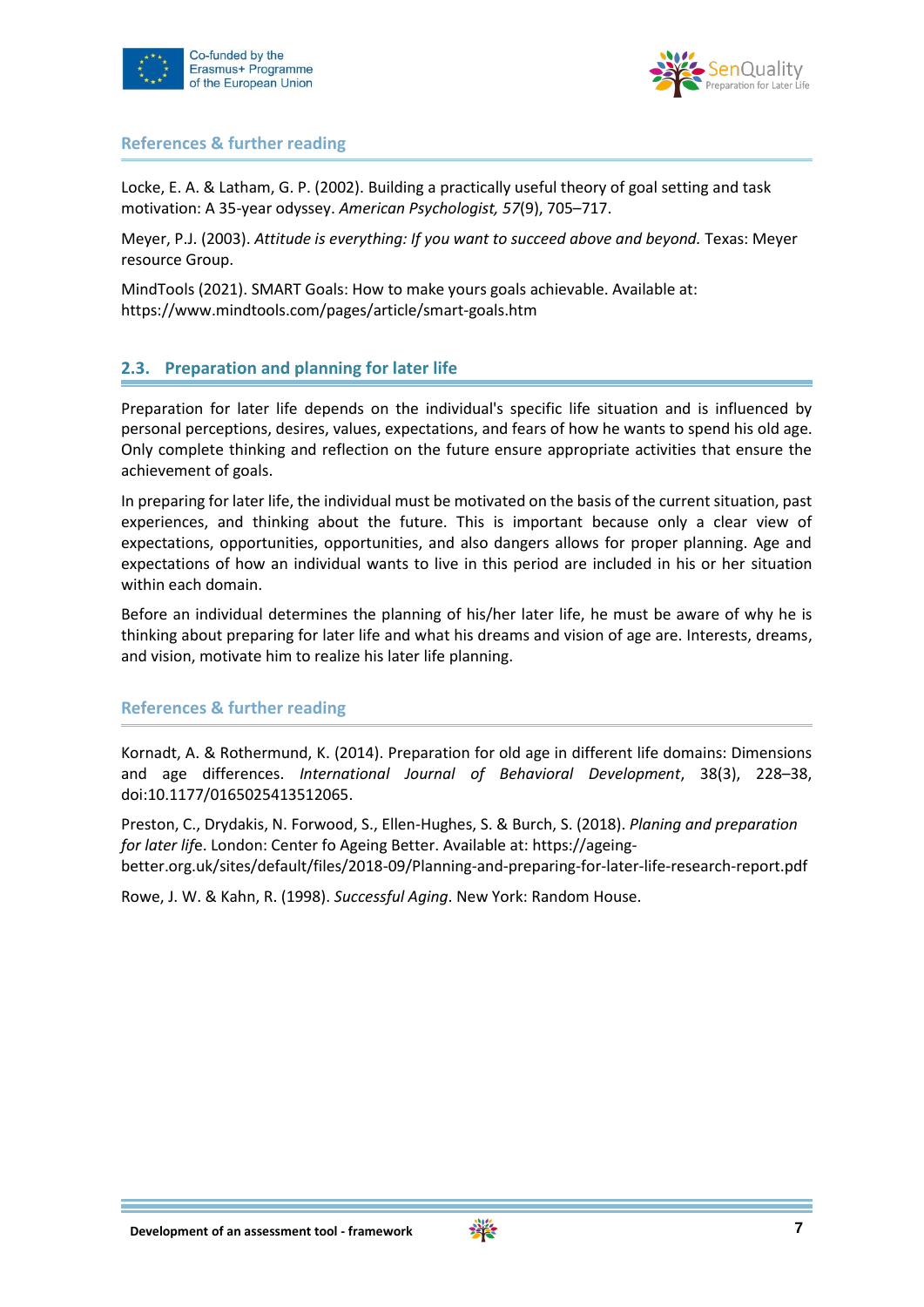### References & further reading

Locke, E. A. & Latham, G. P. (2002). Building a practically useful theory of goal setting and task motivation: A 35-year odyssey. *American Psychologist, 57*(9), 705–717.

Meyer, P.J. (2003). *Attitude is everything: If you want to succeed above and beyond.* Texas: Meyer resource Group.

MindTools (2021). SMART Goals: How to make yours goals achievable. Available at: https://www.mindtools.com/pages/article/smart-goals.htm

## 2.3. Preparation and planning for later life

Preparation for later life depends on the individual's specific life situation and is influenced by personal perceptions, desires, values, expectations, and fears of how he wants to spend his old age. Only complete thinking and reflection on the future ensure appropriate activities that ensure the achievement of goals.

In preparing for later life, the individual must be motivated on the basis of the current situation, past experiences, and thinking about the future. This is important because only a clear view of expectations, opportunities, opportunities, and also dangers allows for proper planning. Age and expectations of how an individual wants to live in this period are included in his or her situation within each domain.

Before an individual determines the planning of his/her later life, he must be aware of why he is thinking about preparing for later life and what his dreams and vision of age are. Interests, dreams, and vision, motivate him to realize his later life planning.

### References & further reading

Kornadt, A. & Rothermund, K. (2014). Preparation for old age in different life domains: Dimensions and age differences. *International Journal of Behavioral Development*, 38(3), 228–38, doi:10.1177/0165025413512065.

Preston, C., Drydakis, N. Forwood, S., Ellen-Hughes, S. & Burch, S. (2018). *Planing and preparation for later lif*e. London: Center fo Ageing Better. Available at: https://ageing-better.org.uk/sites/default/files/2018-09/Planning-and-preparing-for-later-life-research-report.pdf

Rowe, J. W. & Kahn, R. (1998). *Successful Aging*. New York: Random House.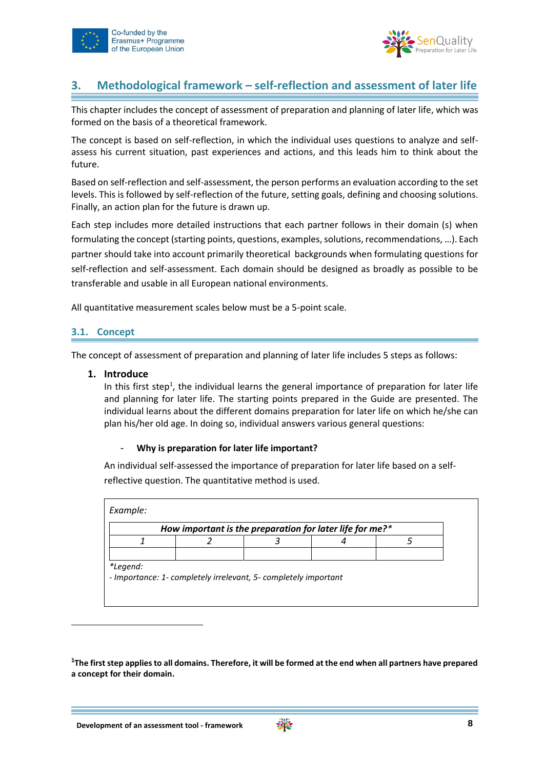## 3. Methodological framework – self-reflection and assessment of later life

This chapter includes the concept of assessment of preparation and planning of later life, which was formed on the basis of a theoretical framework.

The concept is based on self-reflection, in which the individual uses questions to analyze and self-assess his current situation, past experiences and actions, and this leads him to think about the future.

Based on self-reflection and self-assessment, the person performs an evaluation according to the set levels. This is followed by self-reflection of the future, setting goals, defining and choosing solutions. Finally, an action plan for the future is drawn up.

Each step includes more detailed instructions that each partner follows in their domain (s) when formulating the concept (starting points, questions, examples, solutions, recommendations, …). Each partner should take into account primarily theoretical backgrounds when formulating questions for self-reflection and self-assessment. Each domain should be designed as broadly as possible to be transferable and usable in all European national environments.

All quantitative measurement scales below must be a 5-point scale.

### 3.1. Concept

The concept of assessment of preparation and planning of later life includes 5 steps as follows:

1. **Introduce**
   In this first step[1], the individual learns the general importance of preparation for later life and planning for later life. The starting points prepared in the Guide are presented. The individual learns about the different domains preparation for later life on which he/she can plan his/her old age. In doing so, individual answers various general questions:

   - **Why is preparation for later life important?**

   An individual self-assessed the importance of preparation for later life based on a self-reflective question. The quantitative method is used.

*Example:*

| ***How important is the preparation for later life for me?**** | | | | |
|---|---|---|---|---|
| *1* | *2* | *3* | *4* | *5* |
| | | | | |

*\*Legend:*
*- Importance: 1- completely irrelevant, 5- completely important*

---

**[1]The first step applies to all domains. Therefore, it will be formed at the end when all partners have prepared a concept for their domain.**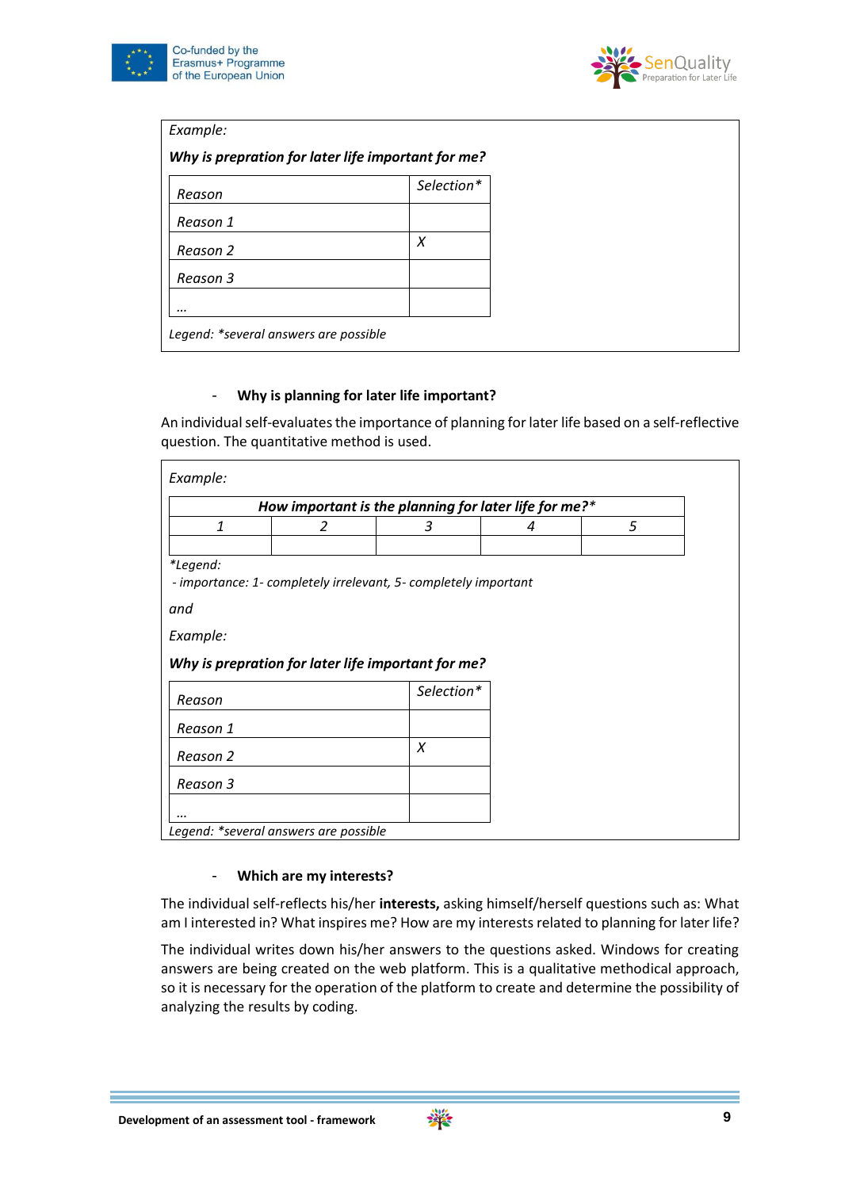*Example:*

***Why is prepration for later life important for me?***

| *Reason* | *Selection\** |
|---|---|
| *Reason 1* | |
| *Reason 2* | *X* |
| *Reason 3* | |
| *…* | |

*Legend: \*several answers are possible*

- **Why is planning for later life important?**

An individual self-evaluates the importance of planning for later life based on a self-reflective question. The quantitative method is used.

*Example:*

| ***How important is the planning for later life for me?\**** | | | | |
|---|---|---|---|---|
| *1* | *2* | *3* | *4* | *5* |
| | | | | |

*\*Legend:*

*- importance: 1- completely irrelevant, 5- completely important*

*and*

*Example:*

***Why is prepration for later life important for me?***

| *Reason* | *Selection\** |
|---|---|
| *Reason 1* | |
| *Reason 2* | *X* |
| *Reason 3* | |
| *…* | |

*Legend: \*several answers are possible*

- **Which are my interests?**

The individual self-reflects his/her **interests,** asking himself/herself questions such as: What am I interested in? What inspires me? How are my interests related to planning for later life?

The individual writes down his/her answers to the questions asked. Windows for creating answers are being created on the web platform. This is a qualitative methodical approach, so it is necessary for the operation of the platform to create and determine the possibility of analyzing the results by coding.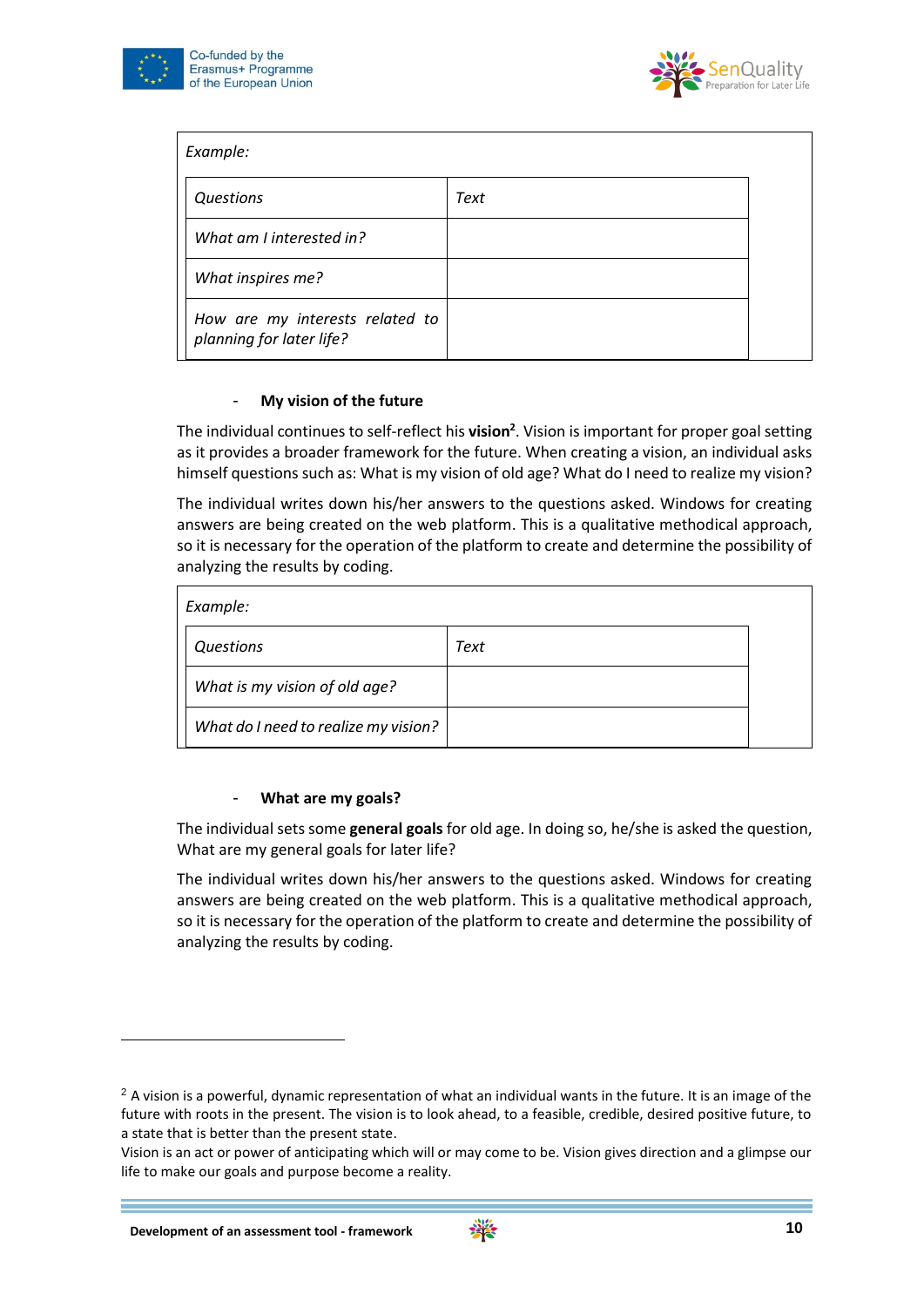*Example:*

| *Questions* | *Text* |
|---|---|
| *What am I interested in?* | |
| *What inspires me?* | |
| *How are my interests related to planning for later life?* | |

- **My vision of the future**

The individual continues to self-reflect his **vision**[2]. Vision is important for proper goal setting as it provides a broader framework for the future. When creating a vision, an individual asks himself questions such as: What is my vision of old age? What do I need to realize my vision?

The individual writes down his/her answers to the questions asked. Windows for creating answers are being created on the web platform. This is a qualitative methodical approach, so it is necessary for the operation of the platform to create and determine the possibility of analyzing the results by coding.

*Example:*

| *Questions* | *Text* |
|---|---|
| *What is my vision of old age?* | |
| *What do I need to realize my vision?* | |

- **What are my goals?**

The individual sets some **general goals** for old age. In doing so, he/she is asked the question, What are my general goals for later life?

The individual writes down his/her answers to the questions asked. Windows for creating answers are being created on the web platform. This is a qualitative methodical approach, so it is necessary for the operation of the platform to create and determine the possibility of analyzing the results by coding.

---

[2] A vision is a powerful, dynamic representation of what an individual wants in the future. It is an image of the future with roots in the present. The vision is to look ahead, to a feasible, credible, desired positive future, to a state that is better than the present state.
Vision is an act or power of anticipating which will or may come to be. Vision gives direction and a glimpse our life to make our goals and purpose become a reality.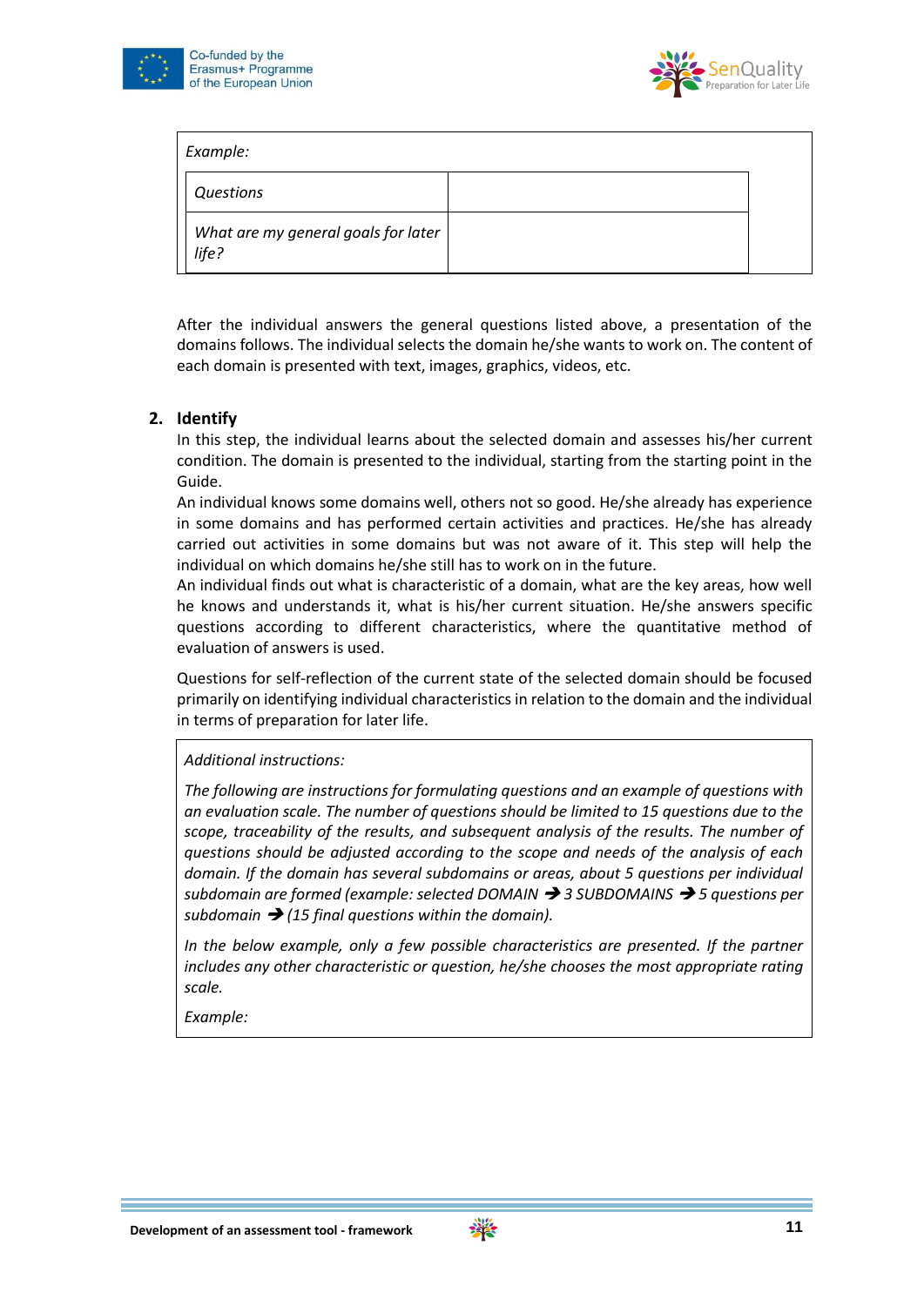*Example:*

| *Questions* | |
|---|---|
| *What are my general goals for later life?* | |

After the individual answers the general questions listed above, a presentation of the domains follows. The individual selects the domain he/she wants to work on. The content of each domain is presented with text, images, graphics, videos, etc.

## 2. Identify

In this step, the individual learns about the selected domain and assesses his/her current condition. The domain is presented to the individual, starting from the starting point in the Guide.

An individual knows some domains well, others not so good. He/she already has experience in some domains and has performed certain activities and practices. He/she has already carried out activities in some domains but was not aware of it. This step will help the individual on which domains he/she still has to work on in the future.

An individual finds out what is characteristic of a domain, what are the key areas, how well he knows and understands it, what is his/her current situation. He/she answers specific questions according to different characteristics, where the quantitative method of evaluation of answers is used.

Questions for self-reflection of the current state of the selected domain should be focused primarily on identifying individual characteristics in relation to the domain and the individual in terms of preparation for later life.

*Additional instructions:*

*The following are instructions for formulating questions and an example of questions with an evaluation scale. The number of questions should be limited to 15 questions due to the scope, traceability of the results, and subsequent analysis of the results. The number of questions should be adjusted according to the scope and needs of the analysis of each domain. If the domain has several subdomains or areas, about 5 questions per individual subdomain are formed (example: selected DOMAIN ➔ 3 SUBDOMAINS ➔ 5 questions per subdomain ➔ (15 final questions within the domain).*

*In the below example, only a few possible characteristics are presented. If the partner includes any other characteristic or question, he/she chooses the most appropriate rating scale.*

*Example:*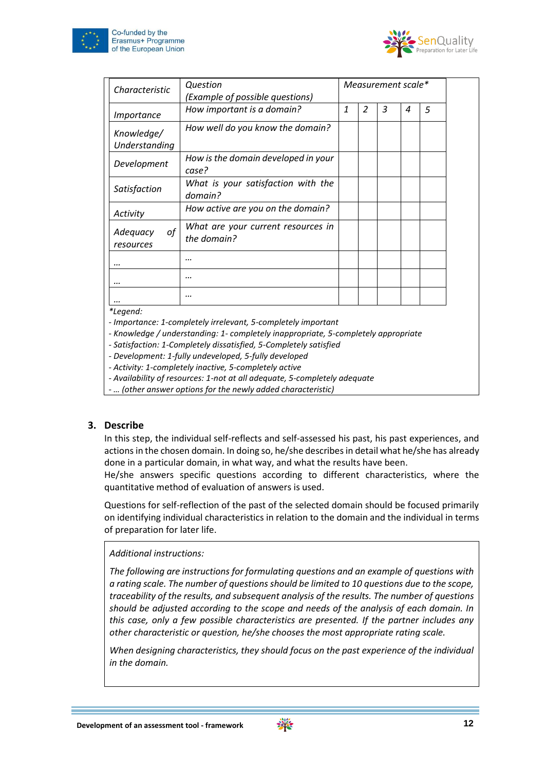| *Characteristic* | *Question (Example of possible questions)* | *Measurement scale** | | | | |
|---|---|---|---|---|---|---|
| *Importance* | *How important is a domain?* | *1* | *2* | *3* | *4* | *5* |
| *Knowledge/ Understanding* | *How well do you know the domain?* | | | | | |
| *Development* | *How is the domain developed in your case?* | | | | | |
| *Satisfaction* | *What is your satisfaction with the domain?* | | | | | |
| *Activity* | *How active are you on the domain?* | | | | | |
| *Adequacy of resources* | *What are your current resources in the domain?* | | | | | |
| *…* | *…* | | | | | |
| *…* | *…* | | | | | |
| *…* | *…* | | | | | |

**Legend:*
- *Importance: 1-completely irrelevant, 5-completely important*
- *Knowledge / understanding: 1- completely inappropriate, 5-completely appropriate*
- *Satisfaction: 1-Completely dissatisfied, 5-Completely satisfied*
- *Development: 1-fully undeveloped, 5-fully developed*
- *Activity: 1-completely inactive, 5-completely active*
- *Availability of resources: 1-not at all adequate, 5-completely adequate*
- *… (other answer options for the newly added characteristic)*

### 3. Describe

In this step, the individual self-reflects and self-assessed his past, his past experiences, and actions in the chosen domain. In doing so, he/she describes in detail what he/she has already done in a particular domain, in what way, and what the results have been.
He/she answers specific questions according to different characteristics, where the quantitative method of evaluation of answers is used.

Questions for self-reflection of the past of the selected domain should be focused primarily on identifying individual characteristics in relation to the domain and the individual in terms of preparation for later life.

*Additional instructions:*

*The following are instructions for formulating questions and an example of questions with a rating scale. The number of questions should be limited to 10 questions due to the scope, traceability of the results, and subsequent analysis of the results. The number of questions should be adjusted according to the scope and needs of the analysis of each domain. In this case, only a few possible characteristics are presented. If the partner includes any other characteristic or question, he/she chooses the most appropriate rating scale.*

*When designing characteristics, they should focus on the past experience of the individual in the domain.*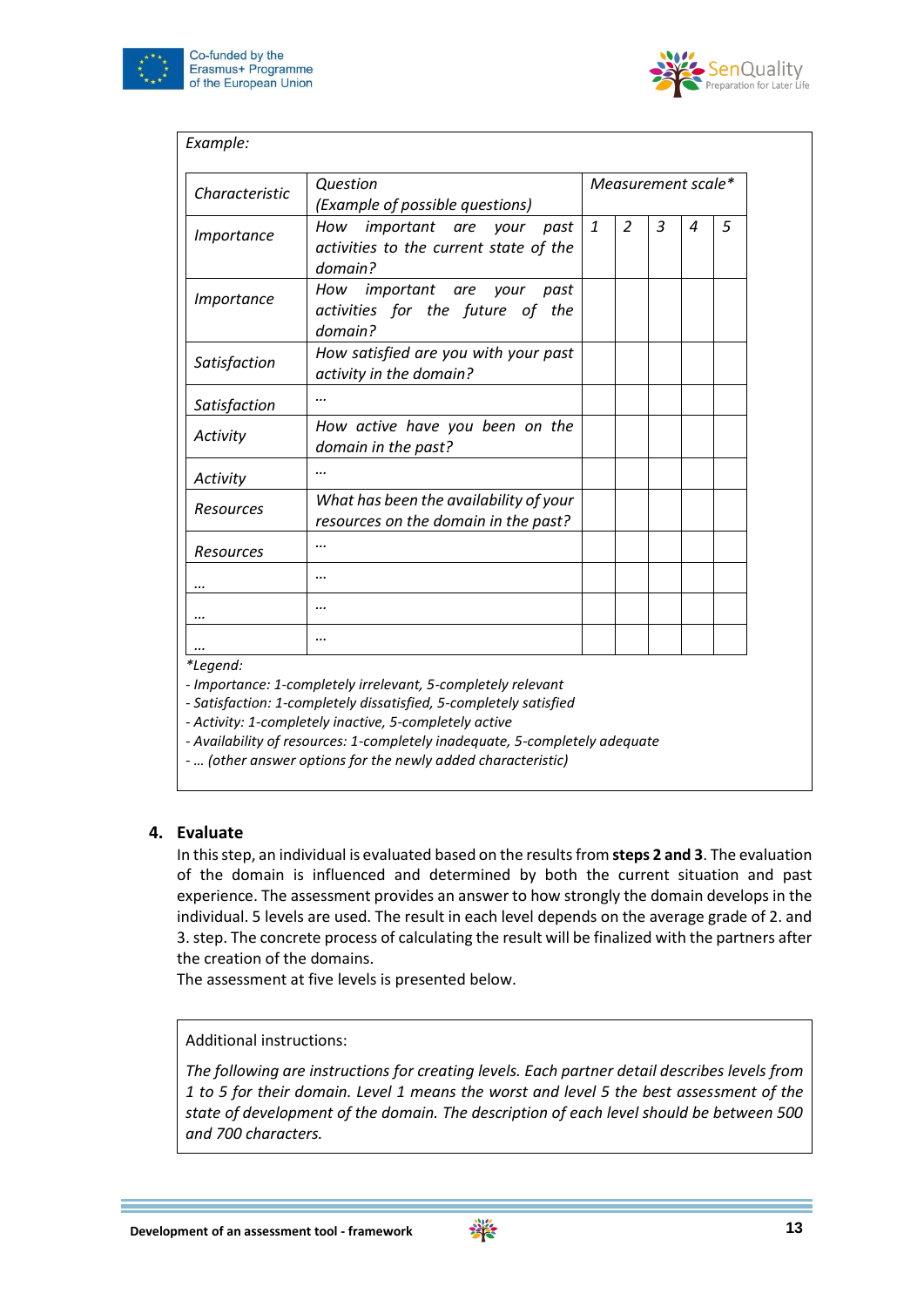*Example:*

| *Characteristic* | *Question (Example of possible questions)* | *Measurement scale** | | | | |
|---|---|---|---|---|---|---|
| | | *1* | *2* | *3* | *4* | *5* |
| *Importance* | *How important are your past activities to the current state of the domain?* | | | | | |
| *Importance* | *How important are your past activities for the future of the domain?* | | | | | |
| *Satisfaction* | *How satisfied are you with your past activity in the domain?* | | | | | |
| *Satisfaction* | *…* | | | | | |
| *Activity* | *How active have you been on the domain in the past?* | | | | | |
| *Activity* | *…* | | | | | |
| *Resources* | *What has been the availability of your resources on the domain in the past?* | | | | | |
| *Resources* | *…* | | | | | |
| *…* | *…* | | | | | |
| *…* | *…* | | | | | |
| *…* | *…* | | | | | |

**Legend:*
- *Importance: 1-completely irrelevant, 5-completely relevant*
- *Satisfaction: 1-completely dissatisfied, 5-completely satisfied*
- *Activity: 1-completely inactive, 5-completely active*
- *Availability of resources: 1-completely inadequate, 5-completely adequate*
- *… (other answer options for the newly added characteristic)*

## 4. Evaluate

In this step, an individual is evaluated based on the results from **steps 2 and 3**. The evaluation of the domain is influenced and determined by both the current situation and past experience. The assessment provides an answer to how strongly the domain develops in the individual. 5 levels are used. The result in each level depends on the average grade of 2. and 3. step. The concrete process of calculating the result will be finalized with the partners after the creation of the domains.

The assessment at five levels is presented below.

Additional instructions:

*The following are instructions for creating levels. Each partner detail describes levels from 1 to 5 for their domain. Level 1 means the worst and level 5 the best assessment of the state of development of the domain. The description of each level should be between 500 and 700 characters.*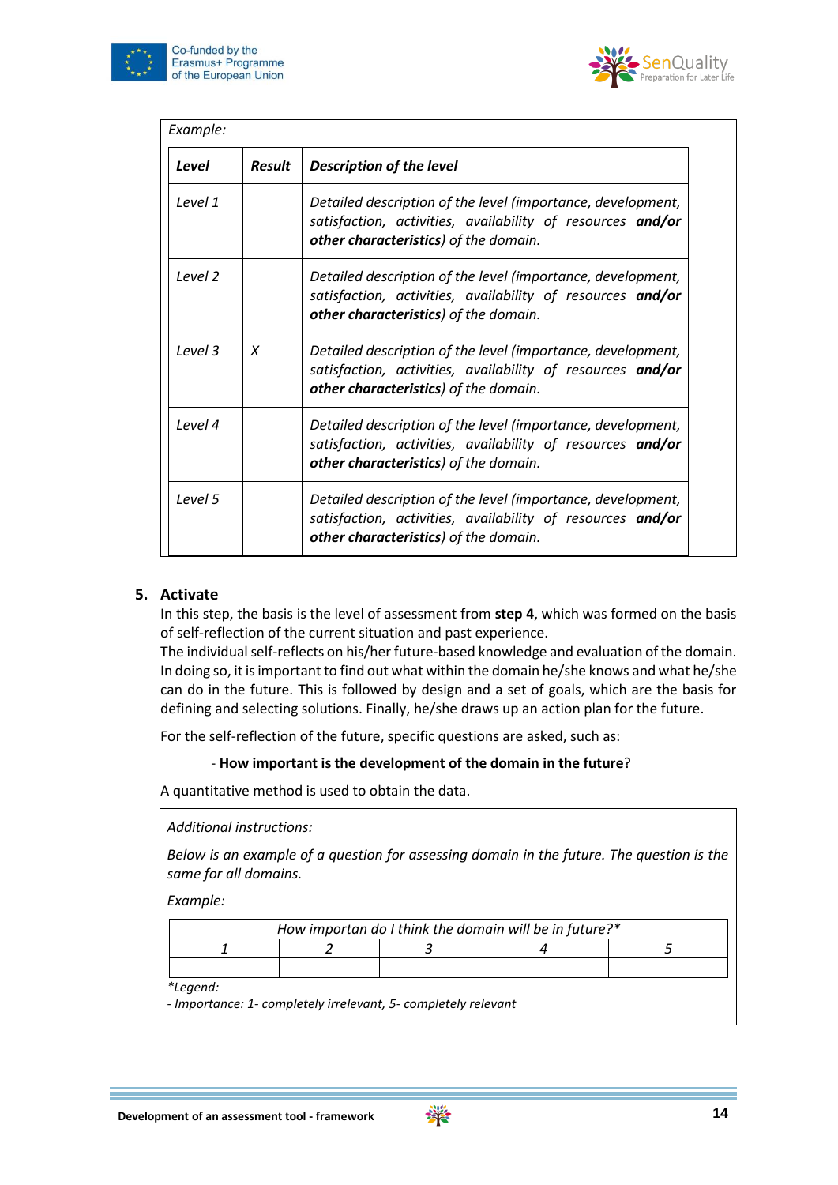*Example:*

| ***Level*** | ***Result*** | ***Description of the level*** |
|---|---|---|
| *Level 1* | | *Detailed description of the level (importance, development, satisfaction, activities, availability of resources **and/or other characteristics**) of the domain.* |
| *Level 2* | | *Detailed description of the level (importance, development, satisfaction, activities, availability of resources **and/or other characteristics**) of the domain.* |
| *Level 3* | *X* | *Detailed description of the level (importance, development, satisfaction, activities, availability of resources **and/or other characteristics**) of the domain.* |
| *Level 4* | | *Detailed description of the level (importance, development, satisfaction, activities, availability of resources **and/or other characteristics**) of the domain.* |
| *Level 5* | | *Detailed description of the level (importance, development, satisfaction, activities, availability of resources **and/or other characteristics**) of the domain.* |

## 5. Activate

In this step, the basis is the level of assessment from **step 4**, which was formed on the basis of self-reflection of the current situation and past experience.

The individual self-reflects on his/her future-based knowledge and evaluation of the domain. In doing so, it is important to find out what within the domain he/she knows and what he/she can do in the future. This is followed by design and a set of goals, which are the basis for defining and selecting solutions. Finally, he/she draws up an action plan for the future.

For the self-reflection of the future, specific questions are asked, such as:

- **How important is the development of the domain in the future**?

A quantitative method is used to obtain the data.

*Additional instructions:*

*Below is an example of a question for assessing domain in the future. The question is the same for all domains.*

*Example:*

| *How importan do I think the domain will be in future?** | | | | |
|---|---|---|---|---|
| *1* | *2* | *3* | *4* | *5* |
| | | | | |

**Legend:*

*- Importance: 1- completely irrelevant, 5- completely relevant*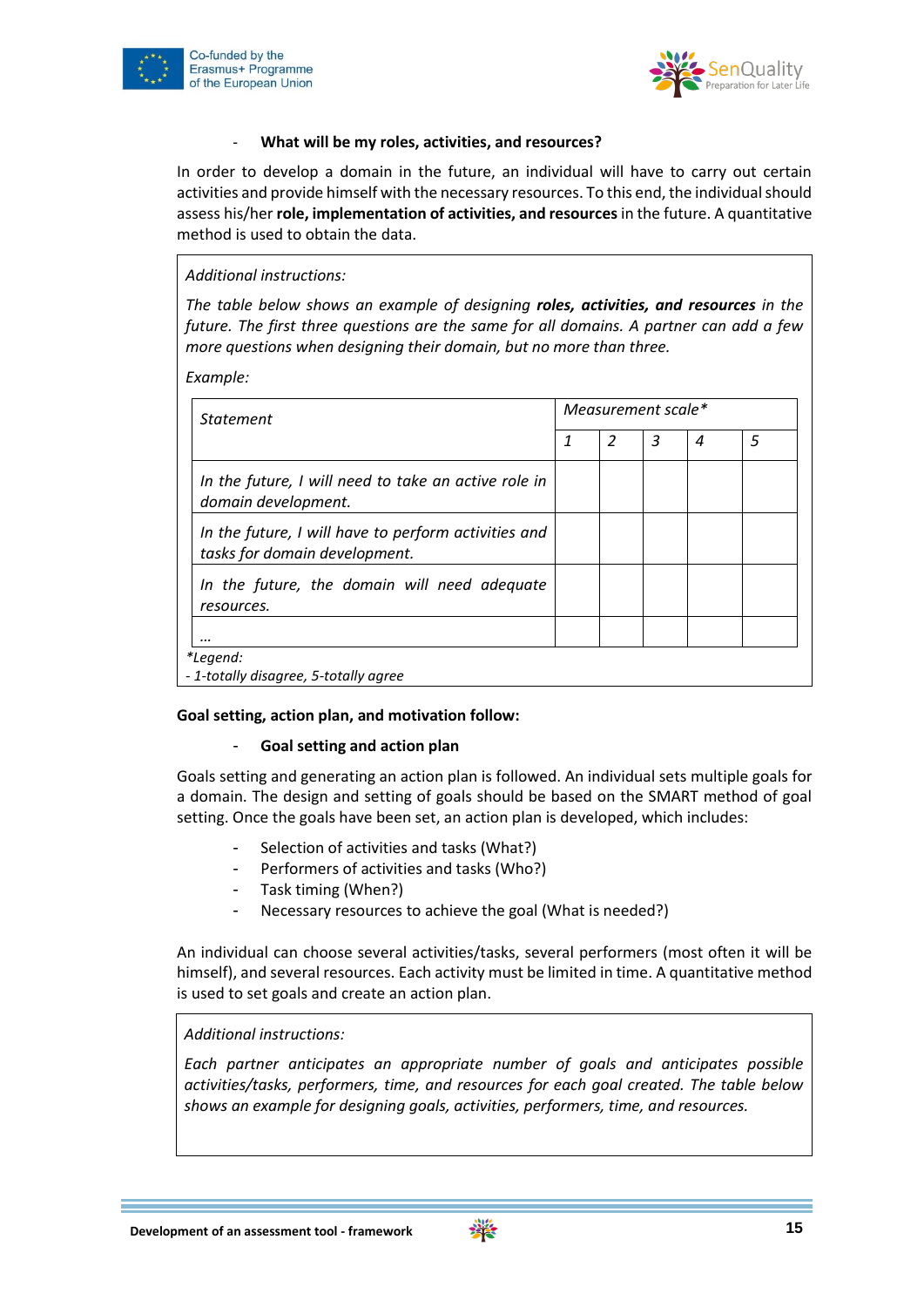- **What will be my roles, activities, and resources?**

In order to develop a domain in the future, an individual will have to carry out certain activities and provide himself with the necessary resources. To this end, the individual should assess his/her **role, implementation of activities, and resources** in the future. A quantitative method is used to obtain the data.

*Additional instructions:*

*The table below shows an example of designing* ***roles, activities, and resources*** *in the future. The first three questions are the same for all domains. A partner can add a few more questions when designing their domain, but no more than three.*

*Example:*

| *Statement* | *Measurement scale** | | | | |
|---|---|---|---|---|---|
| | *1* | *2* | *3* | *4* | *5* |
| *In the future, I will need to take an active role in domain development.* | | | | | |
| *In the future, I will have to perform activities and tasks for domain development.* | | | | | |
| *In the future, the domain will need adequate resources.* | | | | | |
| *…* | | | | | |

**Legend:*
*- 1-totally disagree, 5-totally agree*

**Goal setting, action plan, and motivation follow:**

- **Goal setting and action plan**

Goals setting and generating an action plan is followed. An individual sets multiple goals for a domain. The design and setting of goals should be based on the SMART method of goal setting. Once the goals have been set, an action plan is developed, which includes:

- Selection of activities and tasks (What?)
- Performers of activities and tasks (Who?)
- Task timing (When?)
- Necessary resources to achieve the goal (What is needed?)

An individual can choose several activities/tasks, several performers (most often it will be himself), and several resources. Each activity must be limited in time. A quantitative method is used to set goals and create an action plan.

*Additional instructions:*

*Each partner anticipates an appropriate number of goals and anticipates possible activities/tasks, performers, time, and resources for each goal created. The table below shows an example for designing goals, activities, performers, time, and resources.*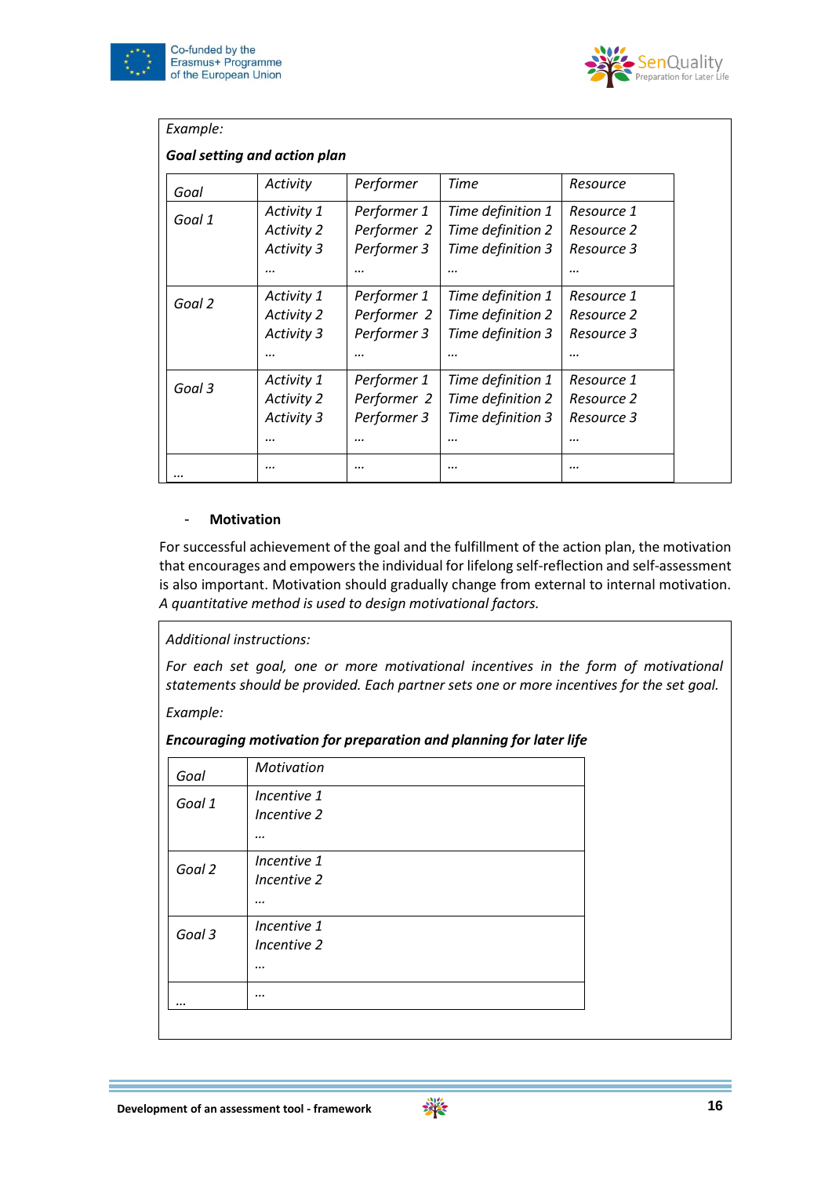*Example:*

***Goal setting and action plan***

| *Goal* | *Activity* | *Performer* | *Time* | *Resource* |
|---|---|---|---|---|
| *Goal 1* | *Activity 1*<br>*Activity 2*<br>*Activity 3*<br>*…* | *Performer 1*<br>*Performer 2*<br>*Performer 3*<br>*…* | *Time definition 1*<br>*Time definition 2*<br>*Time definition 3*<br>*…* | *Resource 1*<br>*Resource 2*<br>*Resource 3*<br>*…* |
| *Goal 2* | *Activity 1*<br>*Activity 2*<br>*Activity 3*<br>*…* | *Performer 1*<br>*Performer 2*<br>*Performer 3*<br>*…* | *Time definition 1*<br>*Time definition 2*<br>*Time definition 3*<br>*…* | *Resource 1*<br>*Resource 2*<br>*Resource 3*<br>*…* |
| *Goal 3* | *Activity 1*<br>*Activity 2*<br>*Activity 3*<br>*…* | *Performer 1*<br>*Performer 2*<br>*Performer 3*<br>*…* | *Time definition 1*<br>*Time definition 2*<br>*Time definition 3*<br>*…* | *Resource 1*<br>*Resource 2*<br>*Resource 3*<br>*…* |
| *…* | *…* | *…* | *…* | *…* |

- **Motivation**

For successful achievement of the goal and the fulfillment of the action plan, the motivation that encourages and empowers the individual for lifelong self-reflection and self-assessment is also important. Motivation should gradually change from external to internal motivation. *A quantitative method is used to design motivational factors.*

*Additional instructions:*

*For each set goal, one or more motivational incentives in the form of motivational statements should be provided. Each partner sets one or more incentives for the set goal.*

*Example:*

***Encouraging motivation for preparation and planning for later life***

| *Goal* | *Motivation* |
|---|---|
| *Goal 1* | *Incentive 1*<br>*Incentive 2*<br>*…* |
| *Goal 2* | *Incentive 1*<br>*Incentive 2*<br>*…* |
| *Goal 3* | *Incentive 1*<br>*Incentive 2*<br>*…* |
| *…* | *…* |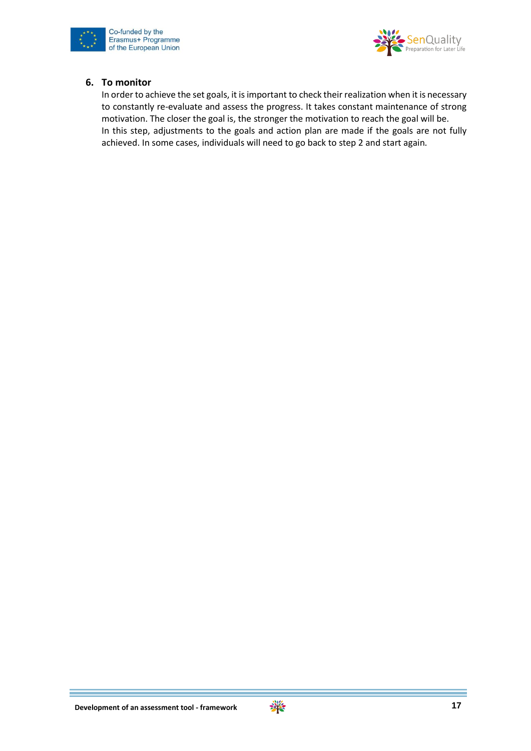6. **To monitor**

   In order to achieve the set goals, it is important to check their realization when it is necessary to constantly re-evaluate and assess the progress. It takes constant maintenance of strong motivation. The closer the goal is, the stronger the motivation to reach the goal will be.
   In this step, adjustments to the goals and action plan are made if the goals are not fully achieved. In some cases, individuals will need to go back to step 2 and start again.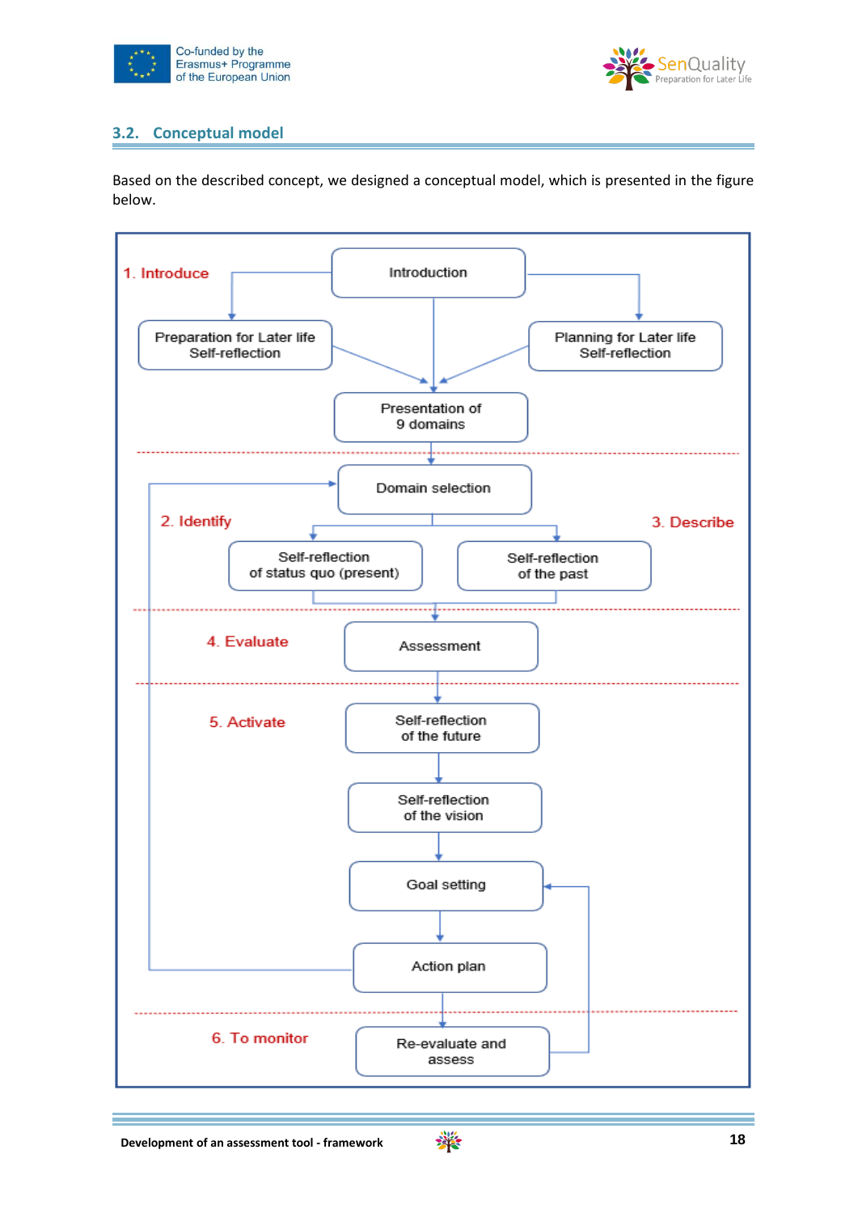## 3.2. Conceptual model

Based on the described concept, we designed a conceptual model, which is presented in the figure below.

**1. Introduce**
- Introduction
- Preparation for Later life Self-reflection
- Planning for Later life Self-reflection
- Presentation of 9 domains

**2. Identify**
- Domain selection
- Self-reflection of status quo (present)

**3. Describe**
- Self-reflection of the past

**4. Evaluate**
- Assessment

**5. Activate**
- Self-reflection of the future
- Self-reflection of the vision
- Goal setting
- Action plan

**6. To monitor**
- Re-evaluate and assess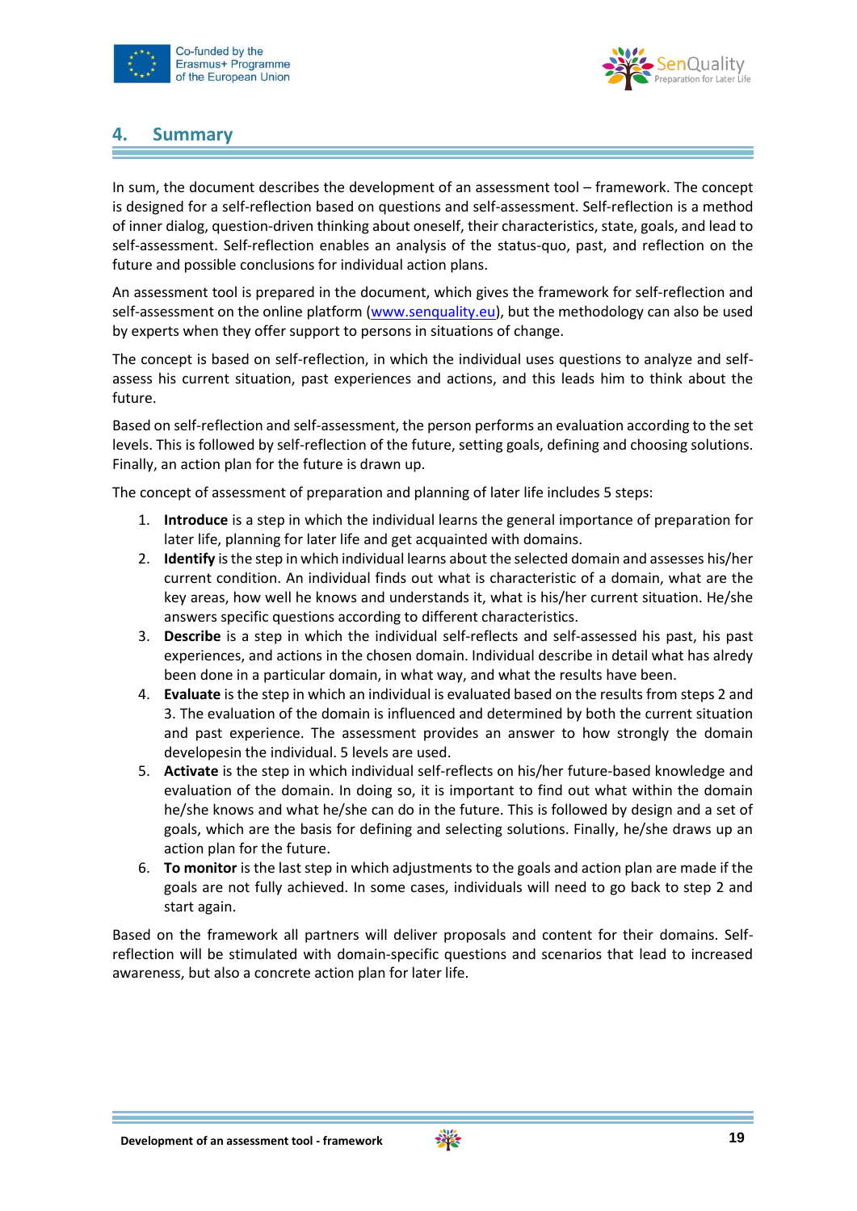## 4. Summary

In sum, the document describes the development of an assessment tool – framework. The concept is designed for a self-reflection based on questions and self-assessment. Self-reflection is a method of inner dialog, question-driven thinking about oneself, their characteristics, state, goals, and lead to self-assessment. Self-reflection enables an analysis of the status-quo, past, and reflection on the future and possible conclusions for individual action plans.

An assessment tool is prepared in the document, which gives the framework for self-reflection and self-assessment on the online platform (www.senquality.eu), but the methodology can also be used by experts when they offer support to persons in situations of change.

The concept is based on self-reflection, in which the individual uses questions to analyze and self-assess his current situation, past experiences and actions, and this leads him to think about the future.

Based on self-reflection and self-assessment, the person performs an evaluation according to the set levels. This is followed by self-reflection of the future, setting goals, defining and choosing solutions. Finally, an action plan for the future is drawn up.

The concept of assessment of preparation and planning of later life includes 5 steps:

1. **Introduce** is a step in which the individual learns the general importance of preparation for later life, planning for later life and get acquainted with domains.
2. **Identify** is the step in which individual learns about the selected domain and assesses his/her current condition. An individual finds out what is characteristic of a domain, what are the key areas, how well he knows and understands it, what is his/her current situation. He/she answers specific questions according to different characteristics.
3. **Describe** is a step in which the individual self-reflects and self-assessed his past, his past experiences, and actions in the chosen domain. Individual describe in detail what has alredy been done in a particular domain, in what way, and what the results have been.
4. **Evaluate** is the step in which an individual is evaluated based on the results from steps 2 and 3. The evaluation of the domain is influenced and determined by both the current situation and past experience. The assessment provides an answer to how strongly the domain developesin the individual. 5 levels are used.
5. **Activate** is the step in which individual self-reflects on his/her future-based knowledge and evaluation of the domain. In doing so, it is important to find out what within the domain he/she knows and what he/she can do in the future. This is followed by design and a set of goals, which are the basis for defining and selecting solutions. Finally, he/she draws up an action plan for the future.
6. **To monitor** is the last step in which adjustments to the goals and action plan are made if the goals are not fully achieved. In some cases, individuals will need to go back to step 2 and start again.

Based on the framework all partners will deliver proposals and content for their domains. Self-reflection will be stimulated with domain-specific questions and scenarios that lead to increased awareness, but also a concrete action plan for later life.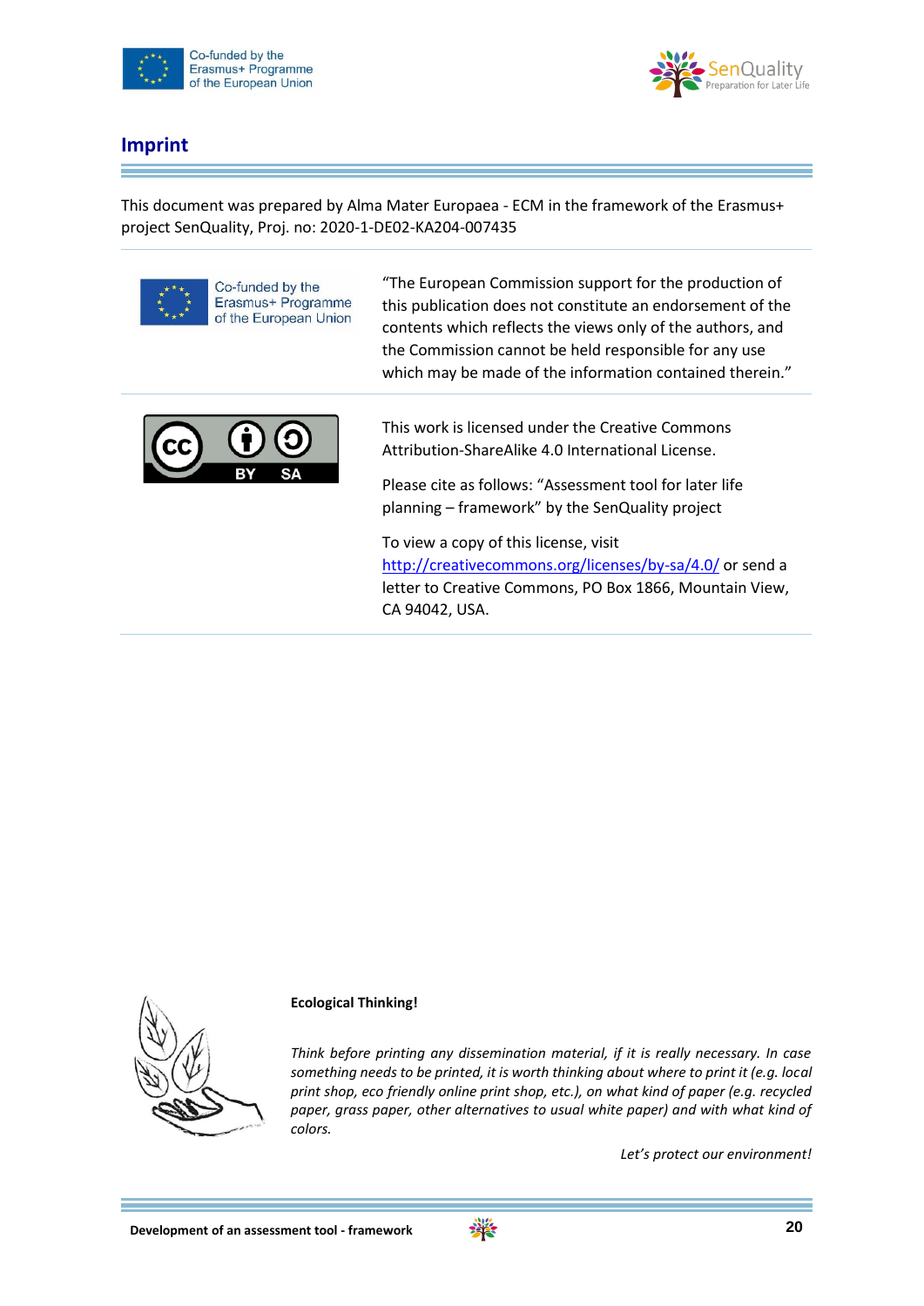## Imprint

This document was prepared by Alma Mater Europaea - ECM in the framework of the Erasmus+ project SenQuality, Proj. no: 2020-1-DE02-KA204-007435

Co-funded by the Erasmus+ Programme of the European Union

"The European Commission support for the production of this publication does not constitute an endorsement of the contents which reflects the views only of the authors, and the Commission cannot be held responsible for any use which may be made of the information contained therein."

This work is licensed under the Creative Commons Attribution-ShareAlike 4.0 International License.

Please cite as follows: "Assessment tool for later life planning – framework" by the SenQuality project

To view a copy of this license, visit http://creativecommons.org/licenses/by-sa/4.0/ or send a letter to Creative Commons, PO Box 1866, Mountain View, CA 94042, USA.

**Ecological Thinking!**

*Think before printing any dissemination material, if it is really necessary. In case something needs to be printed, it is worth thinking about where to print it (e.g. local print shop, eco friendly online print shop, etc.), on what kind of paper (e.g. recycled paper, grass paper, other alternatives to usual white paper) and with what kind of colors.*

*Let's protect our environment!*